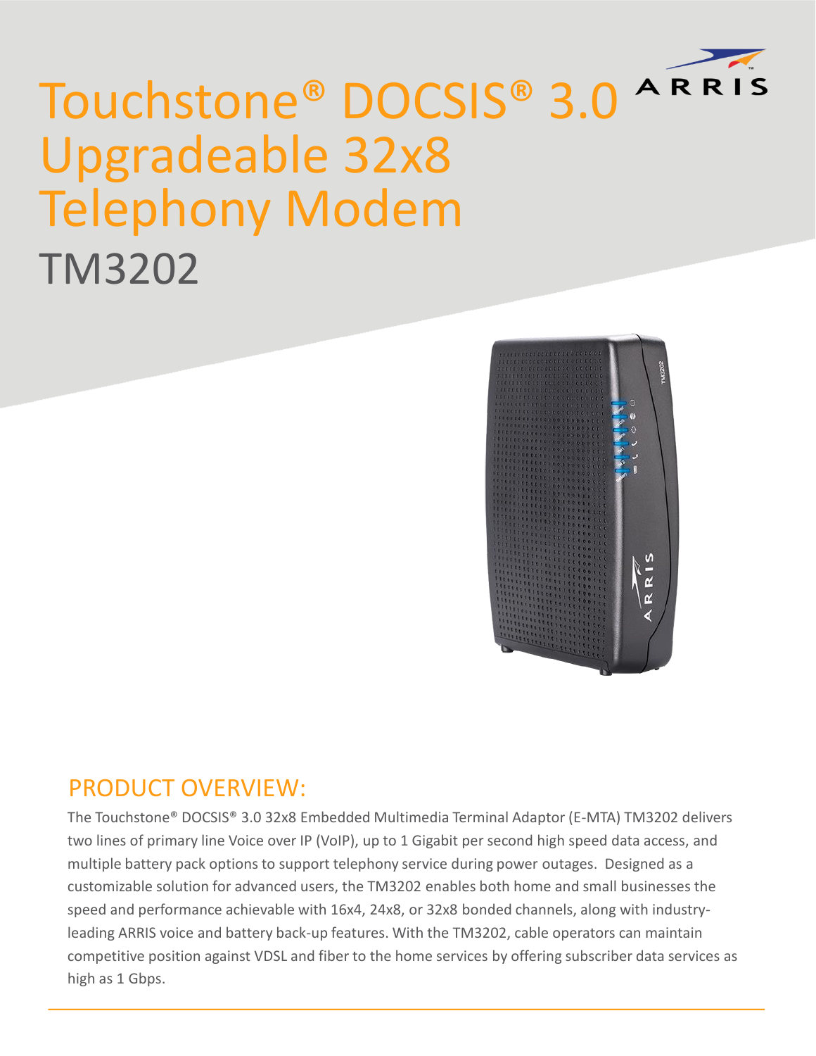# Touchstone® DOCSIS® 3.0 Upgradeable 32x8 Telephony Modem

## TM3202

## PRODUCT OVERVIEW:

The Touchstone® DOCSIS® 3.0 32x8 Embedded Multimedia Terminal Adaptor (E-MTA) TM3202 delivers two lines of primary line Voice over IP (VoIP), up to 1 Gigabit per second high speed data access, and multiple battery pack options to support telephony service during power outages. Designed as a customizable solution for advanced users, the TM3202 enables both home and small businesses the speed and performance achievable with 16x4, 24x8, or 32x8 bonded channels, along with industry-leading ARRIS voice and battery back-up features. With the TM3202, cable operators can maintain competitive position against VDSL and fiber to the home services by offering subscriber data services as high as 1 Gbps.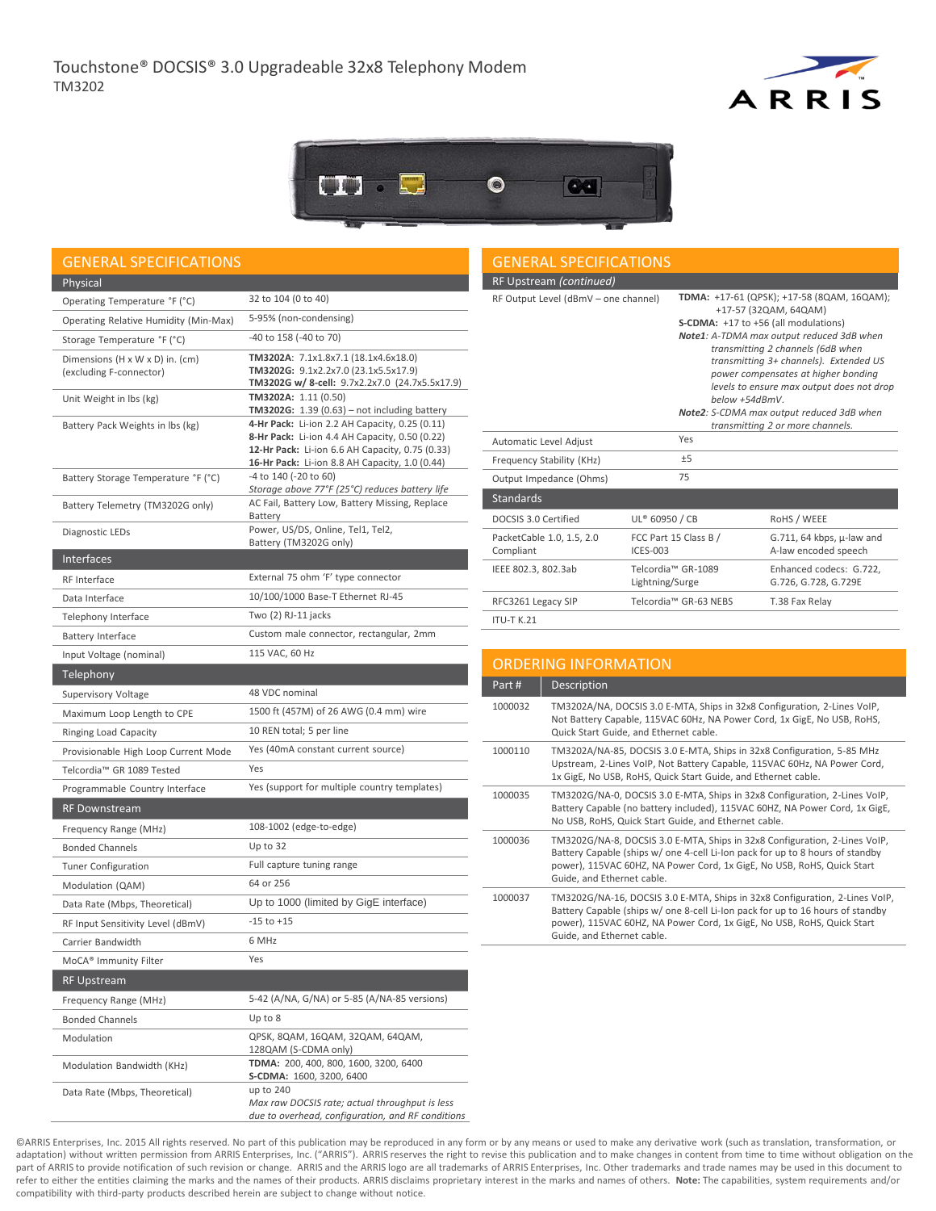# Touchstone® DOCSIS® 3.0 Upgradeable 32x8 Telephony Modem

TM3202

## GENERAL SPECIFICATIONS

### Physical

| | |
|---|---|
| Operating Temperature °F (°C) | 32 to 104 (0 to 40) |
| Operating Relative Humidity (Min-Max) | 5-95% (non-condensing) |
| Storage Temperature °F (°C) | -40 to 158 (-40 to 70) |
| Dimensions (H x W x D) in. (cm) (excluding F-connector) | **TM3202A:** 7.1x1.8x7.1 (18.1x4.6x18.0)<br>**TM3202G:** 9.1x2.2x7.0 (23.1x5.5x17.9)<br>**TM3202G w/ 8-cell:** 9.7x2.2x7.0 (24.7x5.5x17.9) |
| Unit Weight in lbs (kg) | **TM3202A:** 1.11 (0.50)<br>**TM3202G:** 1.39 (0.63) – not including battery |
| Battery Pack Weights in lbs (kg) | **4-Hr Pack:** Li-ion 2.2 AH Capacity, 0.25 (0.11)<br>**8-Hr Pack:** Li-ion 4.4 AH Capacity, 0.50 (0.22)<br>**12-Hr Pack:** Li-ion 6.6 AH Capacity, 0.75 (0.33)<br>**16-Hr Pack:** Li-ion 8.8 AH Capacity, 1.0 (0.44) |
| Battery Storage Temperature °F (°C) | -4 to 140 (-20 to 60)<br>*Storage above 77°F (25°C) reduces battery life* |
| Battery Telemetry (TM3202G only) | AC Fail, Battery Low, Battery Missing, Replace Battery |
| Diagnostic LEDs | Power, US/DS, Online, Tel1, Tel2, Battery (TM3202G only) |

### Interfaces

| | |
|---|---|
| RF Interface | External 75 ohm 'F' type connector |
| Data Interface | 10/100/1000 Base-T Ethernet RJ-45 |
| Telephony Interface | Two (2) RJ-11 jacks |
| Battery Interface | Custom male connector, rectangular, 2mm |
| Input Voltage (nominal) | 115 VAC, 60 Hz |

### Telephony

| | |
|---|---|
| Supervisory Voltage | 48 VDC nominal |
| Maximum Loop Length to CPE | 1500 ft (457M) of 26 AWG (0.4 mm) wire |
| Ringing Load Capacity | 10 REN total; 5 per line |
| Provisionable High Loop Current Mode | Yes (40mA constant current source) |
| Telcordia™ GR 1089 Tested | Yes |
| Programmable Country Interface | Yes (support for multiple country templates) |

### RF Downstream

| | |
|---|---|
| Frequency Range (MHz) | 108-1002 (edge-to-edge) |
| Bonded Channels | Up to 32 |
| Tuner Configuration | Full capture tuning range |
| Modulation (QAM) | 64 or 256 |
| Data Rate (Mbps, Theoretical) | Up to 1000 (limited by GigE interface) |
| RF Input Sensitivity Level (dBmV) | -15 to +15 |
| Carrier Bandwidth | 6 MHz |
| MoCA® Immunity Filter | Yes |

### RF Upstream

| | |
|---|---|
| Frequency Range (MHz) | 5-42 (A/NA, G/NA) or 5-85 (A/NA-85 versions) |
| Bonded Channels | Up to 8 |
| Modulation | QPSK, 8QAM, 16QAM, 32QAM, 64QAM, 128QAM (S-CDMA only) |
| Modulation Bandwidth (KHz) | **TDMA:** 200, 400, 800, 1600, 3200, 6400<br>**S-CDMA:** 1600, 3200, 6400 |
| Data Rate (Mbps, Theoretical) | up to 240<br>*Max raw DOCSIS rate; actual throughput is less due to overhead, configuration, and RF conditions* |

### RF Upstream *(continued)*

| | |
|---|---|
| RF Output Level (dBmV – one channel) | **TDMA:** +17-61 (QPSK); +17-58 (8QAM, 16QAM); +17-57 (32QAM, 64QAM)<br>**S-CDMA:** +17 to +56 (all modulations)<br>***Note1**: A-TDMA max output reduced 3dB when transmitting 2 channels (6dB when transmitting 3+ channels). Extended US power compensates at higher bonding levels to ensure max output does not drop below +54dBmV.*<br>***Note2**: S-CDMA max output reduced 3dB when transmitting 2 or more channels.* |
| Automatic Level Adjust | Yes |
| Frequency Stability (KHz) | ±5 |
| Output Impedance (Ohms) | 75 |

### Standards

| | | |
|---|---|---|
| DOCSIS 3.0 Certified | UL® 60950 / CB | RoHS / WEEE |
| PacketCable 1.0, 1.5, 2.0 Compliant | FCC Part 15 Class B / ICES-003 | G.711, 64 kbps, µ-law and A-law encoded speech |
| IEEE 802.3, 802.3ab | Telcordia™ GR-1089 Lightning/Surge | Enhanced codecs: G.722, G.726, G.728, G.729E |
| RFC3261 Legacy SIP | Telcordia™ GR-63 NEBS | T.38 Fax Relay |
| ITU-T K.21 | | |

## ORDERING INFORMATION

| Part # | Description |
|---|---|
| 1000032 | TM3202A/NA, DOCSIS 3.0 E-MTA, Ships in 32x8 Configuration, 2-Lines VoIP, Not Battery Capable, 115VAC 60Hz, NA Power Cord, 1x GigE, No USB, RoHS, Quick Start Guide, and Ethernet cable. |
| 1000110 | TM3202A/NA-85, DOCSIS 3.0 E-MTA, Ships in 32x8 Configuration, 5-85 MHz Upstream, 2-Lines VoIP, Not Battery Capable, 115VAC 60Hz, NA Power Cord, 1x GigE, No USB, RoHS, Quick Start Guide, and Ethernet cable. |
| 1000035 | TM3202G/NA-0, DOCSIS 3.0 E-MTA, Ships in 32x8 Configuration, 2-Lines VoIP, Battery Capable (no battery included), 115VAC 60HZ, NA Power Cord, 1x GigE, No USB, RoHS, Quick Start Guide, and Ethernet cable. |
| 1000036 | TM3202G/NA-8, DOCSIS 3.0 E-MTA, Ships in 32x8 Configuration, 2-Lines VoIP, Battery Capable (ships w/ one 4-cell Li-Ion pack for up to 8 hours of standby power), 115VAC 60HZ, NA Power Cord, 1x GigE, No USB, RoHS, Quick Start Guide, and Ethernet cable. |
| 1000037 | TM3202G/NA-16, DOCSIS 3.0 E-MTA, Ships in 32x8 Configuration, 2-Lines VoIP, Battery Capable (ships w/ one 8-cell Li-Ion pack for up to 16 hours of standby power), 115VAC 60HZ, NA Power Cord, 1x GigE, No USB, RoHS, Quick Start Guide, and Ethernet cable. |

©ARRIS Enterprises, Inc. 2015 All rights reserved. No part of this publication may be reproduced in any form or by any means or used to make any derivative work (such as translation, transformation, or adaptation) without written permission from ARRIS Enterprises, Inc. ("ARRIS"). ARRIS reserves the right to revise this publication and to make changes in content from time to time without obligation on the part of ARRIS to provide notification of such revision or change. ARRIS and the ARRIS logo are all trademarks of ARRIS Enterprises, Inc. Other trademarks and trade names may be used in this document to refer to either the entities claiming the marks and the names of their products. ARRIS disclaims proprietary interest in the marks and names of others. **Note:** The capabilities, system requirements and/or compatibility with third-party products described herein are subject to change without notice.